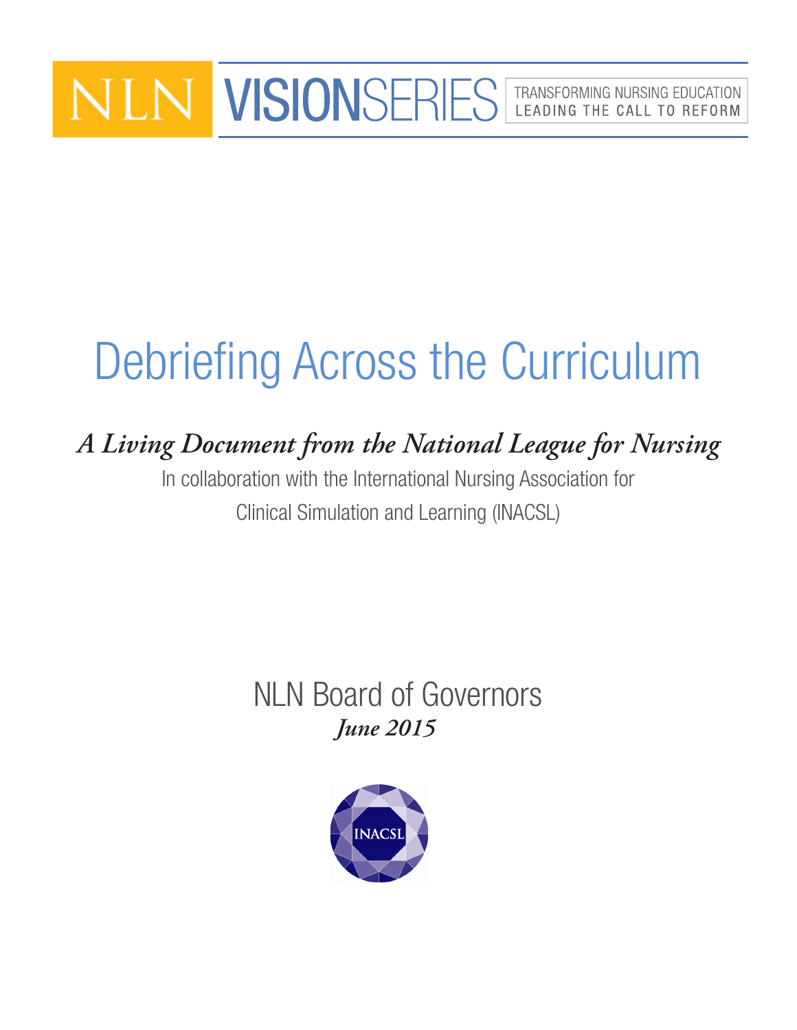NLN VISIONSERIES

TRANSFORMING NURSING EDUCATION
LEADING THE CALL TO REFORM

# Debriefing Across the Curriculum

***A Living Document from the National League for Nursing***

In collaboration with the International Nursing Association for Clinical Simulation and Learning (INACSL)

NLN Board of Governors

***June 2015***

INACSL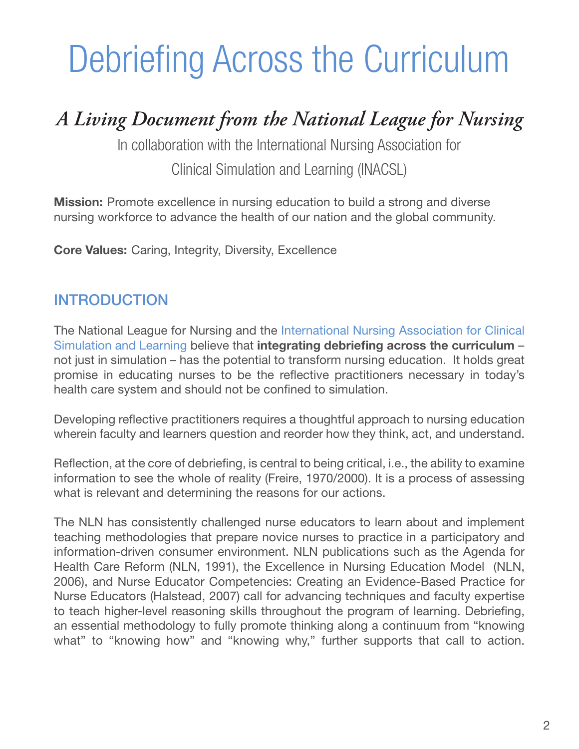# Debriefing Across the Curriculum

## *A Living Document from the National League for Nursing*

In collaboration with the International Nursing Association for Clinical Simulation and Learning (INACSL)

**Mission:** Promote excellence in nursing education to build a strong and diverse nursing workforce to advance the health of our nation and the global community.

**Core Values:** Caring, Integrity, Diversity, Excellence

## INTRODUCTION

The National League for Nursing and the International Nursing Association for Clinical Simulation and Learning believe that **integrating debriefing across the curriculum** – not just in simulation – has the potential to transform nursing education. It holds great promise in educating nurses to be the reflective practitioners necessary in today's health care system and should not be confined to simulation.

Developing reflective practitioners requires a thoughtful approach to nursing education wherein faculty and learners question and reorder how they think, act, and understand.

Reflection, at the core of debriefing, is central to being critical, i.e., the ability to examine information to see the whole of reality (Freire, 1970/2000). It is a process of assessing what is relevant and determining the reasons for our actions.

The NLN has consistently challenged nurse educators to learn about and implement teaching methodologies that prepare novice nurses to practice in a participatory and information-driven consumer environment. NLN publications such as the Agenda for Health Care Reform (NLN, 1991), the Excellence in Nursing Education Model (NLN, 2006), and Nurse Educator Competencies: Creating an Evidence-Based Practice for Nurse Educators (Halstead, 2007) call for advancing techniques and faculty expertise to teach higher-level reasoning skills throughout the program of learning. Debriefing, an essential methodology to fully promote thinking along a continuum from "knowing what" to "knowing how" and "knowing why," further supports that call to action.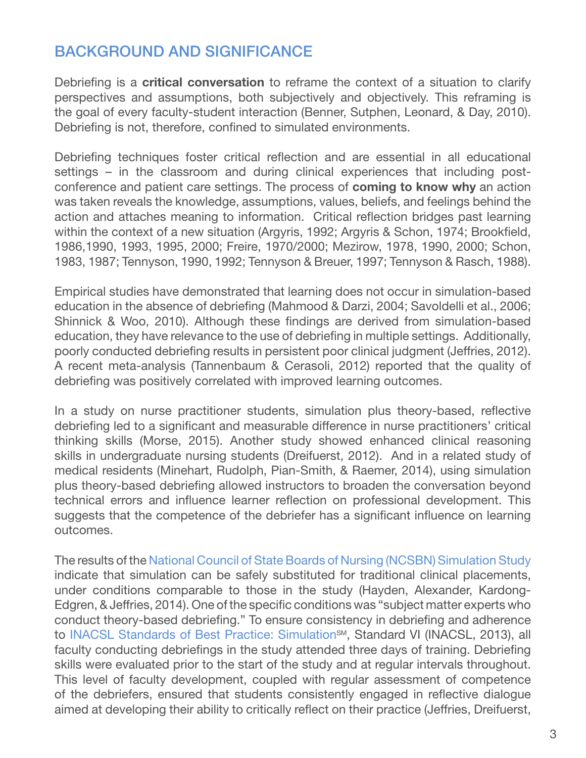## BACKGROUND AND SIGNIFICANCE

Debriefing is a **critical conversation** to reframe the context of a situation to clarify perspectives and assumptions, both subjectively and objectively. This reframing is the goal of every faculty-student interaction (Benner, Sutphen, Leonard, & Day, 2010). Debriefing is not, therefore, confined to simulated environments.

Debriefing techniques foster critical reflection and are essential in all educational settings – in the classroom and during clinical experiences that including post-conference and patient care settings. The process of **coming to know why** an action was taken reveals the knowledge, assumptions, values, beliefs, and feelings behind the action and attaches meaning to information. Critical reflection bridges past learning within the context of a new situation (Argyris, 1992; Argyris & Schon, 1974; Brookfield, 1986,1990, 1993, 1995, 2000; Freire, 1970/2000; Mezirow, 1978, 1990, 2000; Schon, 1983, 1987; Tennyson, 1990, 1992; Tennyson & Breuer, 1997; Tennyson & Rasch, 1988).

Empirical studies have demonstrated that learning does not occur in simulation-based education in the absence of debriefing (Mahmood & Darzi, 2004; Savoldelli et al., 2006; Shinnick & Woo, 2010). Although these findings are derived from simulation-based education, they have relevance to the use of debriefing in multiple settings. Additionally, poorly conducted debriefing results in persistent poor clinical judgment (Jeffries, 2012). A recent meta-analysis (Tannenbaum & Cerasoli, 2012) reported that the quality of debriefing was positively correlated with improved learning outcomes.

In a study on nurse practitioner students, simulation plus theory-based, reflective debriefing led to a significant and measurable difference in nurse practitioners' critical thinking skills (Morse, 2015). Another study showed enhanced clinical reasoning skills in undergraduate nursing students (Dreifuerst, 2012). And in a related study of medical residents (Minehart, Rudolph, Pian-Smith, & Raemer, 2014), using simulation plus theory-based debriefing allowed instructors to broaden the conversation beyond technical errors and influence learner reflection on professional development. This suggests that the competence of the debriefer has a significant influence on learning outcomes.

The results of the National Council of State Boards of Nursing (NCSBN) Simulation Study indicate that simulation can be safely substituted for traditional clinical placements, under conditions comparable to those in the study (Hayden, Alexander, Kardong-Edgren, & Jeffries, 2014). One of the specific conditions was "subject matter experts who conduct theory-based debriefing." To ensure consistency in debriefing and adherence to INACSL Standards of Best Practice: Simulation℠, Standard VI (INACSL, 2013), all faculty conducting debriefings in the study attended three days of training. Debriefing skills were evaluated prior to the start of the study and at regular intervals throughout. This level of faculty development, coupled with regular assessment of competence of the debriefers, ensured that students consistently engaged in reflective dialogue aimed at developing their ability to critically reflect on their practice (Jeffries, Dreifuerst,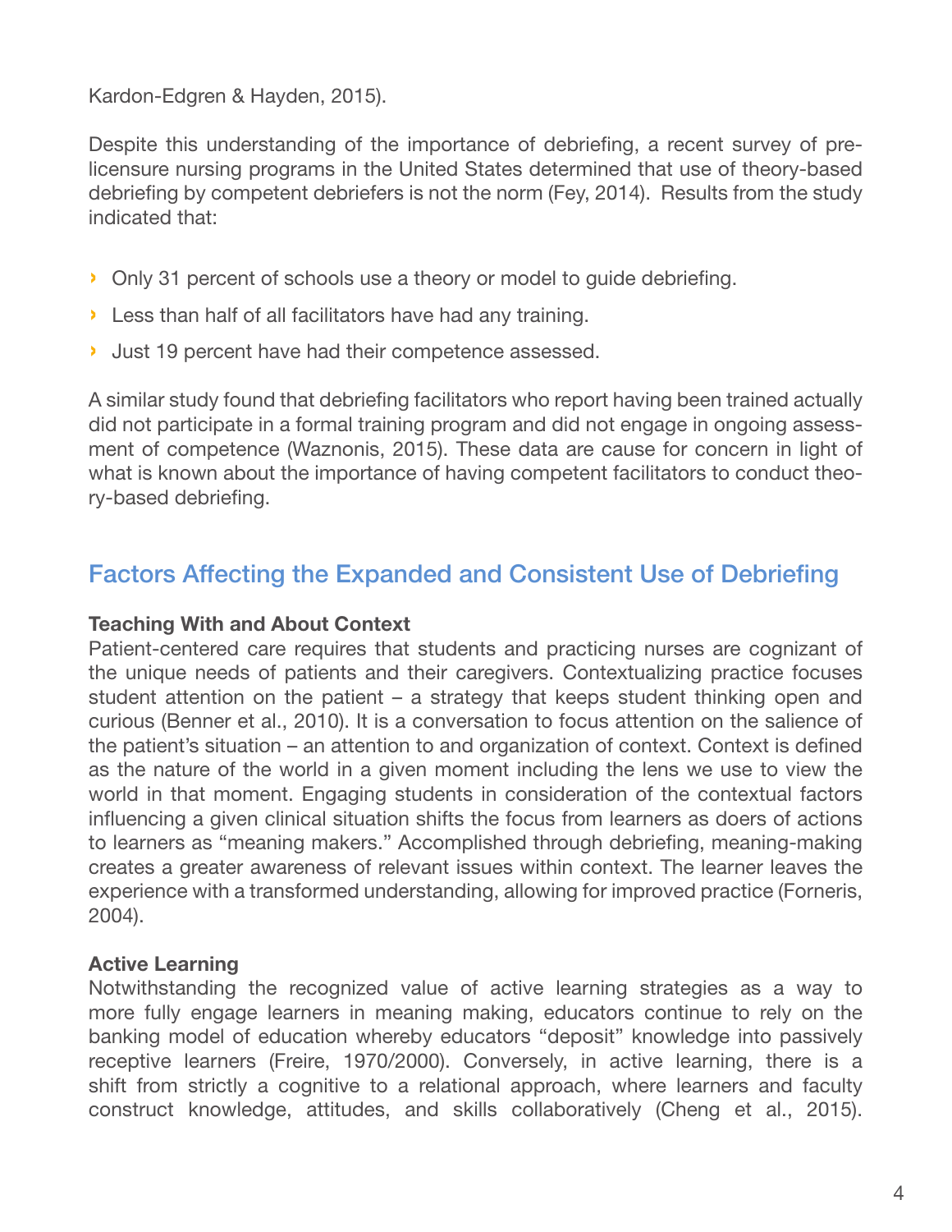Kardon-Edgren & Hayden, 2015).

Despite this understanding of the importance of debriefing, a recent survey of pre-licensure nursing programs in the United States determined that use of theory-based debriefing by competent debriefers is not the norm (Fey, 2014). Results from the study indicated that:

- Only 31 percent of schools use a theory or model to guide debriefing.
- Less than half of all facilitators have had any training.
- Just 19 percent have had their competence assessed.

A similar study found that debriefing facilitators who report having been trained actually did not participate in a formal training program and did not engage in ongoing assessment of competence (Waznonis, 2015). These data are cause for concern in light of what is known about the importance of having competent facilitators to conduct theory-based debriefing.

## Factors Affecting the Expanded and Consistent Use of Debriefing

**Teaching With and About Context**
Patient-centered care requires that students and practicing nurses are cognizant of the unique needs of patients and their caregivers. Contextualizing practice focuses student attention on the patient – a strategy that keeps student thinking open and curious (Benner et al., 2010). It is a conversation to focus attention on the salience of the patient's situation – an attention to and organization of context. Context is defined as the nature of the world in a given moment including the lens we use to view the world in that moment. Engaging students in consideration of the contextual factors influencing a given clinical situation shifts the focus from learners as doers of actions to learners as "meaning makers." Accomplished through debriefing, meaning-making creates a greater awareness of relevant issues within context. The learner leaves the experience with a transformed understanding, allowing for improved practice (Forneris, 2004).

**Active Learning**
Notwithstanding the recognized value of active learning strategies as a way to more fully engage learners in meaning making, educators continue to rely on the banking model of education whereby educators "deposit" knowledge into passively receptive learners (Freire, 1970/2000). Conversely, in active learning, there is a shift from strictly a cognitive to a relational approach, where learners and faculty construct knowledge, attitudes, and skills collaboratively (Cheng et al., 2015).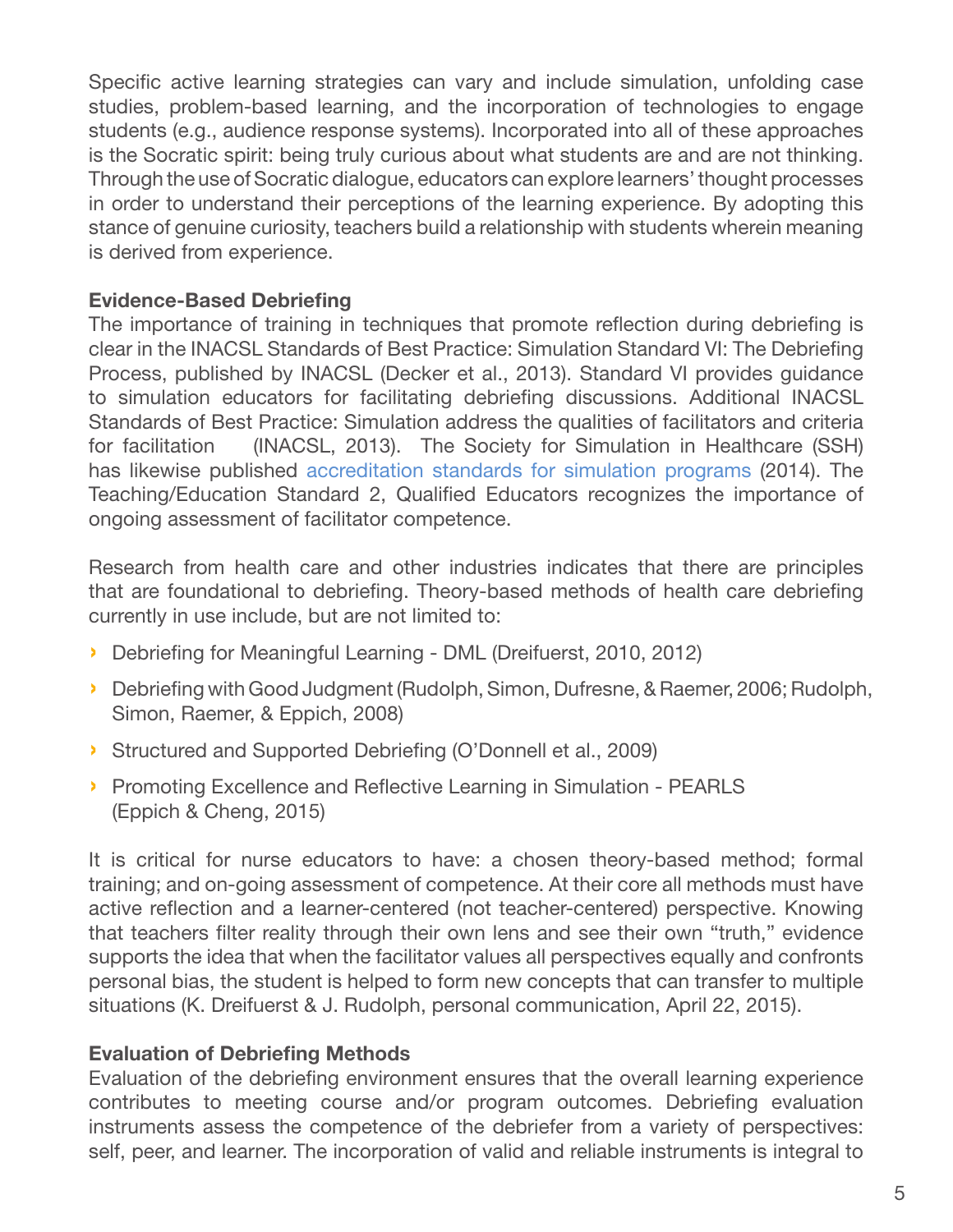Specific active learning strategies can vary and include simulation, unfolding case studies, problem-based learning, and the incorporation of technologies to engage students (e.g., audience response systems). Incorporated into all of these approaches is the Socratic spirit: being truly curious about what students are and are not thinking. Through the use of Socratic dialogue, educators can explore learners' thought processes in order to understand their perceptions of the learning experience. By adopting this stance of genuine curiosity, teachers build a relationship with students wherein meaning is derived from experience.

**Evidence-Based Debriefing**

The importance of training in techniques that promote reflection during debriefing is clear in the INACSL Standards of Best Practice: Simulation Standard VI: The Debriefing Process, published by INACSL (Decker et al., 2013). Standard VI provides guidance to simulation educators for facilitating debriefing discussions. Additional INACSL Standards of Best Practice: Simulation address the qualities of facilitators and criteria for facilitation (INACSL, 2013). The Society for Simulation in Healthcare (SSH) has likewise published accreditation standards for simulation programs (2014). The Teaching/Education Standard 2, Qualified Educators recognizes the importance of ongoing assessment of facilitator competence.

Research from health care and other industries indicates that there are principles that are foundational to debriefing. Theory-based methods of health care debriefing currently in use include, but are not limited to:

- Debriefing for Meaningful Learning - DML (Dreifuerst, 2010, 2012)
- Debriefing with Good Judgment (Rudolph, Simon, Dufresne, & Raemer, 2006; Rudolph, Simon, Raemer, & Eppich, 2008)
- Structured and Supported Debriefing (O'Donnell et al., 2009)
- Promoting Excellence and Reflective Learning in Simulation - PEARLS (Eppich & Cheng, 2015)

It is critical for nurse educators to have: a chosen theory-based method; formal training; and on-going assessment of competence. At their core all methods must have active reflection and a learner-centered (not teacher-centered) perspective. Knowing that teachers filter reality through their own lens and see their own "truth," evidence supports the idea that when the facilitator values all perspectives equally and confronts personal bias, the student is helped to form new concepts that can transfer to multiple situations (K. Dreifuerst & J. Rudolph, personal communication, April 22, 2015).

**Evaluation of Debriefing Methods**

Evaluation of the debriefing environment ensures that the overall learning experience contributes to meeting course and/or program outcomes. Debriefing evaluation instruments assess the competence of the debriefer from a variety of perspectives: self, peer, and learner. The incorporation of valid and reliable instruments is integral to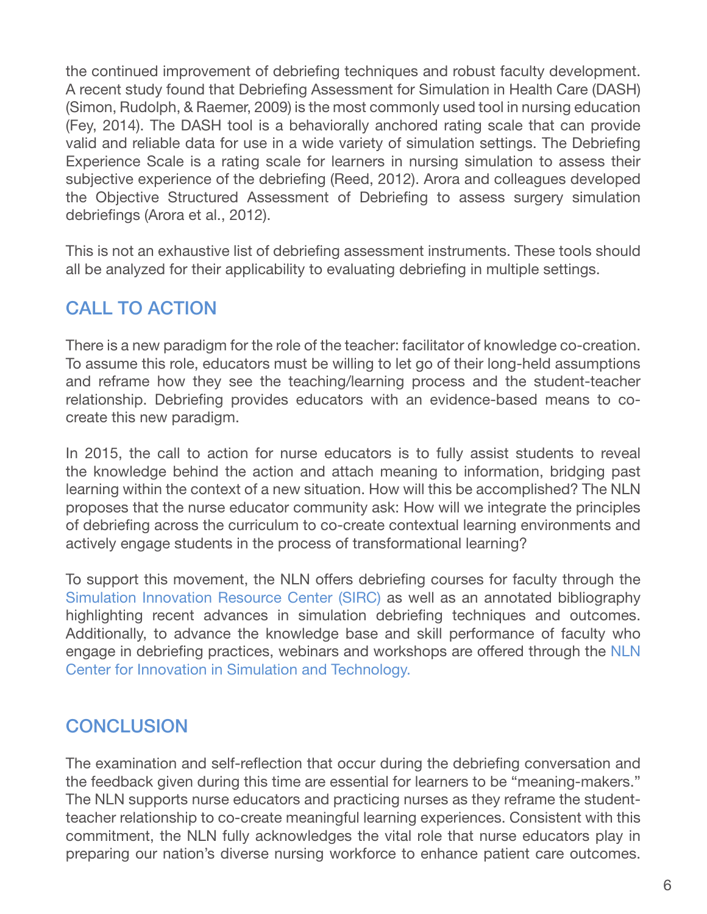the continued improvement of debriefing techniques and robust faculty development. A recent study found that Debriefing Assessment for Simulation in Health Care (DASH) (Simon, Rudolph, & Raemer, 2009) is the most commonly used tool in nursing education (Fey, 2014). The DASH tool is a behaviorally anchored rating scale that can provide valid and reliable data for use in a wide variety of simulation settings. The Debriefing Experience Scale is a rating scale for learners in nursing simulation to assess their subjective experience of the debriefing (Reed, 2012). Arora and colleagues developed the Objective Structured Assessment of Debriefing to assess surgery simulation debriefings (Arora et al., 2012).

This is not an exhaustive list of debriefing assessment instruments. These tools should all be analyzed for their applicability to evaluating debriefing in multiple settings.

## CALL TO ACTION

There is a new paradigm for the role of the teacher: facilitator of knowledge co-creation. To assume this role, educators must be willing to let go of their long-held assumptions and reframe how they see the teaching/learning process and the student-teacher relationship. Debriefing provides educators with an evidence-based means to co-create this new paradigm.

In 2015, the call to action for nurse educators is to fully assist students to reveal the knowledge behind the action and attach meaning to information, bridging past learning within the context of a new situation. How will this be accomplished? The NLN proposes that the nurse educator community ask: How will we integrate the principles of debriefing across the curriculum to co-create contextual learning environments and actively engage students in the process of transformational learning?

To support this movement, the NLN offers debriefing courses for faculty through the Simulation Innovation Resource Center (SIRC) as well as an annotated bibliography highlighting recent advances in simulation debriefing techniques and outcomes. Additionally, to advance the knowledge base and skill performance of faculty who engage in debriefing practices, webinars and workshops are offered through the NLN Center for Innovation in Simulation and Technology.

## CONCLUSION

The examination and self-reflection that occur during the debriefing conversation and the feedback given during this time are essential for learners to be "meaning-makers." The NLN supports nurse educators and practicing nurses as they reframe the student-teacher relationship to co-create meaningful learning experiences. Consistent with this commitment, the NLN fully acknowledges the vital role that nurse educators play in preparing our nation's diverse nursing workforce to enhance patient care outcomes.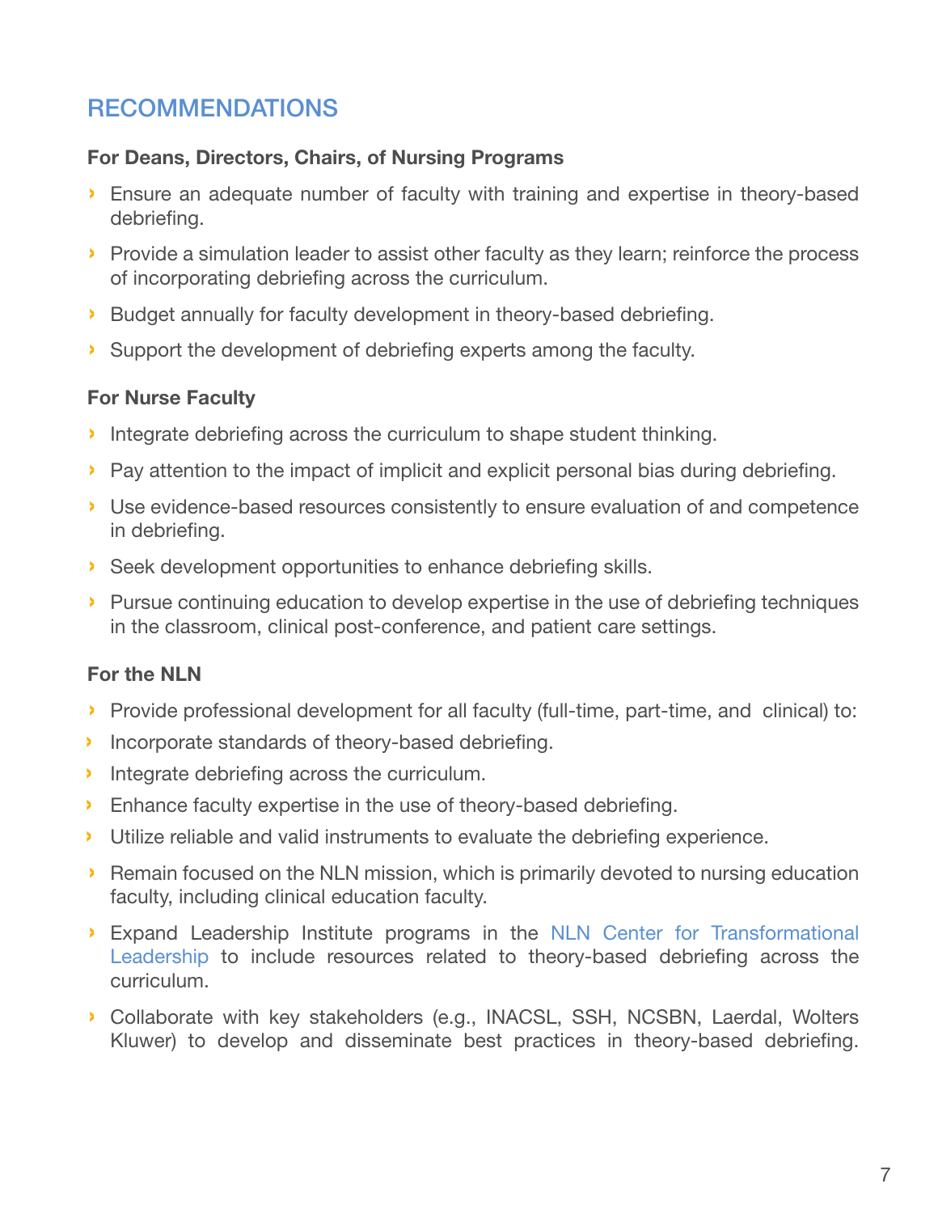## RECOMMENDATIONS

**For Deans, Directors, Chairs, of Nursing Programs**

- Ensure an adequate number of faculty with training and expertise in theory-based debriefing.
- Provide a simulation leader to assist other faculty as they learn; reinforce the process of incorporating debriefing across the curriculum.
- Budget annually for faculty development in theory-based debriefing.
- Support the development of debriefing experts among the faculty.

**For Nurse Faculty**

- Integrate debriefing across the curriculum to shape student thinking.
- Pay attention to the impact of implicit and explicit personal bias during debriefing.
- Use evidence-based resources consistently to ensure evaluation of and competence in debriefing.
- Seek development opportunities to enhance debriefing skills.
- Pursue continuing education to develop expertise in the use of debriefing techniques in the classroom, clinical post-conference, and patient care settings.

**For the NLN**

- Provide professional development for all faculty (full-time, part-time, and clinical) to:
- Incorporate standards of theory-based debriefing.
- Integrate debriefing across the curriculum.
- Enhance faculty expertise in the use of theory-based debriefing.
- Utilize reliable and valid instruments to evaluate the debriefing experience.
- Remain focused on the NLN mission, which is primarily devoted to nursing education faculty, including clinical education faculty.
- Expand Leadership Institute programs in the NLN Center for Transformational Leadership to include resources related to theory-based debriefing across the curriculum.
- Collaborate with key stakeholders (e.g., INACSL, SSH, NCSBN, Laerdal, Wolters Kluwer) to develop and disseminate best practices in theory-based debriefing.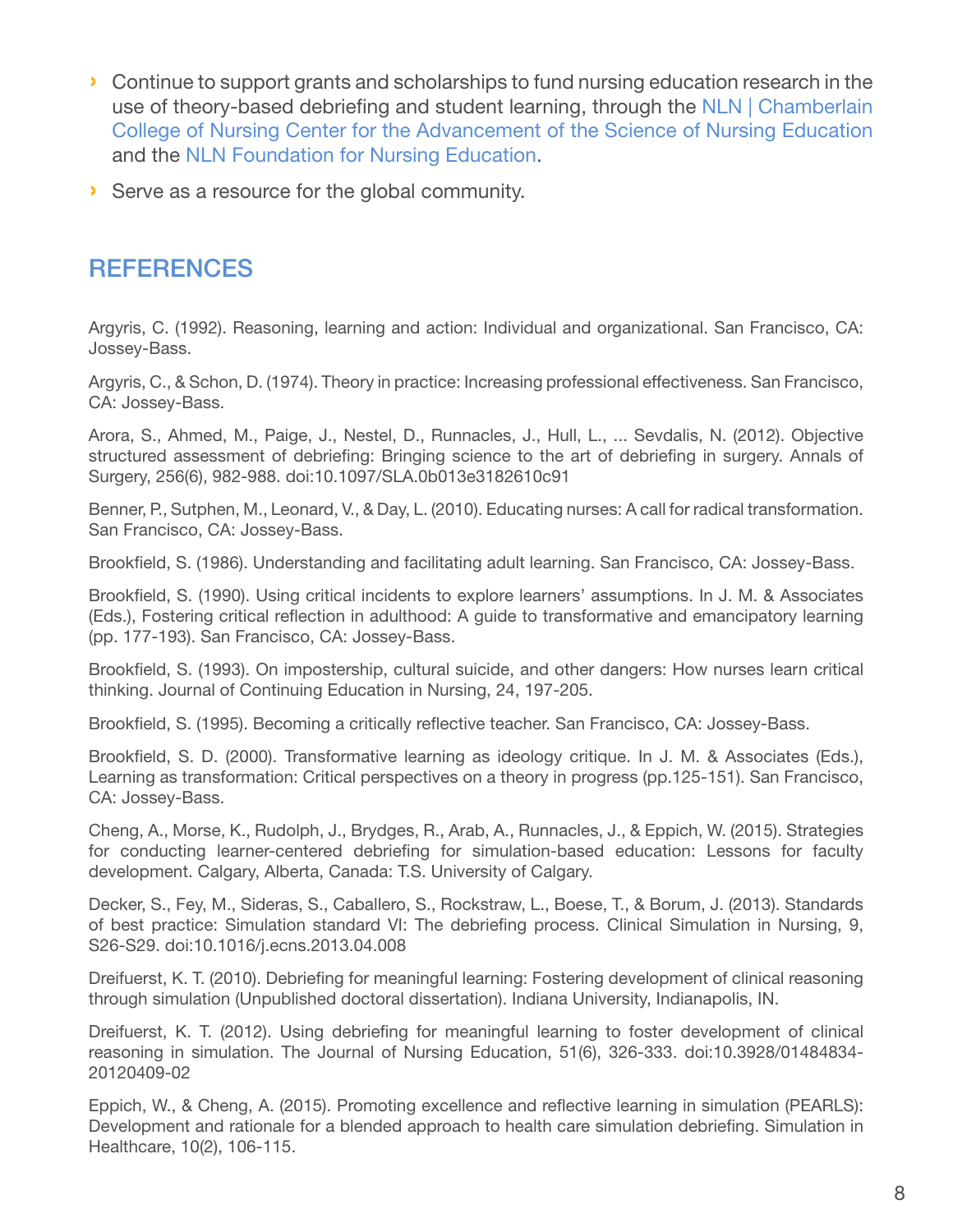- Continue to support grants and scholarships to fund nursing education research in the use of theory-based debriefing and student learning, through the NLN | Chamberlain College of Nursing Center for the Advancement of the Science of Nursing Education and the NLN Foundation for Nursing Education.
- Serve as a resource for the global community.

## REFERENCES

Argyris, C. (1992). Reasoning, learning and action: Individual and organizational. San Francisco, CA: Jossey-Bass.

Argyris, C., & Schon, D. (1974). Theory in practice: Increasing professional effectiveness. San Francisco, CA: Jossey-Bass.

Arora, S., Ahmed, M., Paige, J., Nestel, D., Runnacles, J., Hull, L., ... Sevdalis, N. (2012). Objective structured assessment of debriefing: Bringing science to the art of debriefing in surgery. Annals of Surgery, 256(6), 982-988. doi:10.1097/SLA.0b013e3182610c91

Benner, P., Sutphen, M., Leonard, V., & Day, L. (2010). Educating nurses: A call for radical transformation. San Francisco, CA: Jossey-Bass.

Brookfield, S. (1986). Understanding and facilitating adult learning. San Francisco, CA: Jossey-Bass.

Brookfield, S. (1990). Using critical incidents to explore learners' assumptions. In J. M. & Associates (Eds.), Fostering critical reflection in adulthood: A guide to transformative and emancipatory learning (pp. 177-193). San Francisco, CA: Jossey-Bass.

Brookfield, S. (1993). On impostership, cultural suicide, and other dangers: How nurses learn critical thinking. Journal of Continuing Education in Nursing, 24, 197-205.

Brookfield, S. (1995). Becoming a critically reflective teacher. San Francisco, CA: Jossey-Bass.

Brookfield, S. D. (2000). Transformative learning as ideology critique. In J. M. & Associates (Eds.), Learning as transformation: Critical perspectives on a theory in progress (pp.125-151). San Francisco, CA: Jossey-Bass.

Cheng, A., Morse, K., Rudolph, J., Brydges, R., Arab, A., Runnacles, J., & Eppich, W. (2015). Strategies for conducting learner-centered debriefing for simulation-based education: Lessons for faculty development. Calgary, Alberta, Canada: T.S. University of Calgary.

Decker, S., Fey, M., Sideras, S., Caballero, S., Rockstraw, L., Boese, T., & Borum, J. (2013). Standards of best practice: Simulation standard VI: The debriefing process. Clinical Simulation in Nursing, 9, S26-S29. doi:10.1016/j.ecns.2013.04.008

Dreifuerst, K. T. (2010). Debriefing for meaningful learning: Fostering development of clinical reasoning through simulation (Unpublished doctoral dissertation). Indiana University, Indianapolis, IN.

Dreifuerst, K. T. (2012). Using debriefing for meaningful learning to foster development of clinical reasoning in simulation. The Journal of Nursing Education, 51(6), 326-333. doi:10.3928/01484834-20120409-02

Eppich, W., & Cheng, A. (2015). Promoting excellence and reflective learning in simulation (PEARLS): Development and rationale for a blended approach to health care simulation debriefing. Simulation in Healthcare, 10(2), 106-115.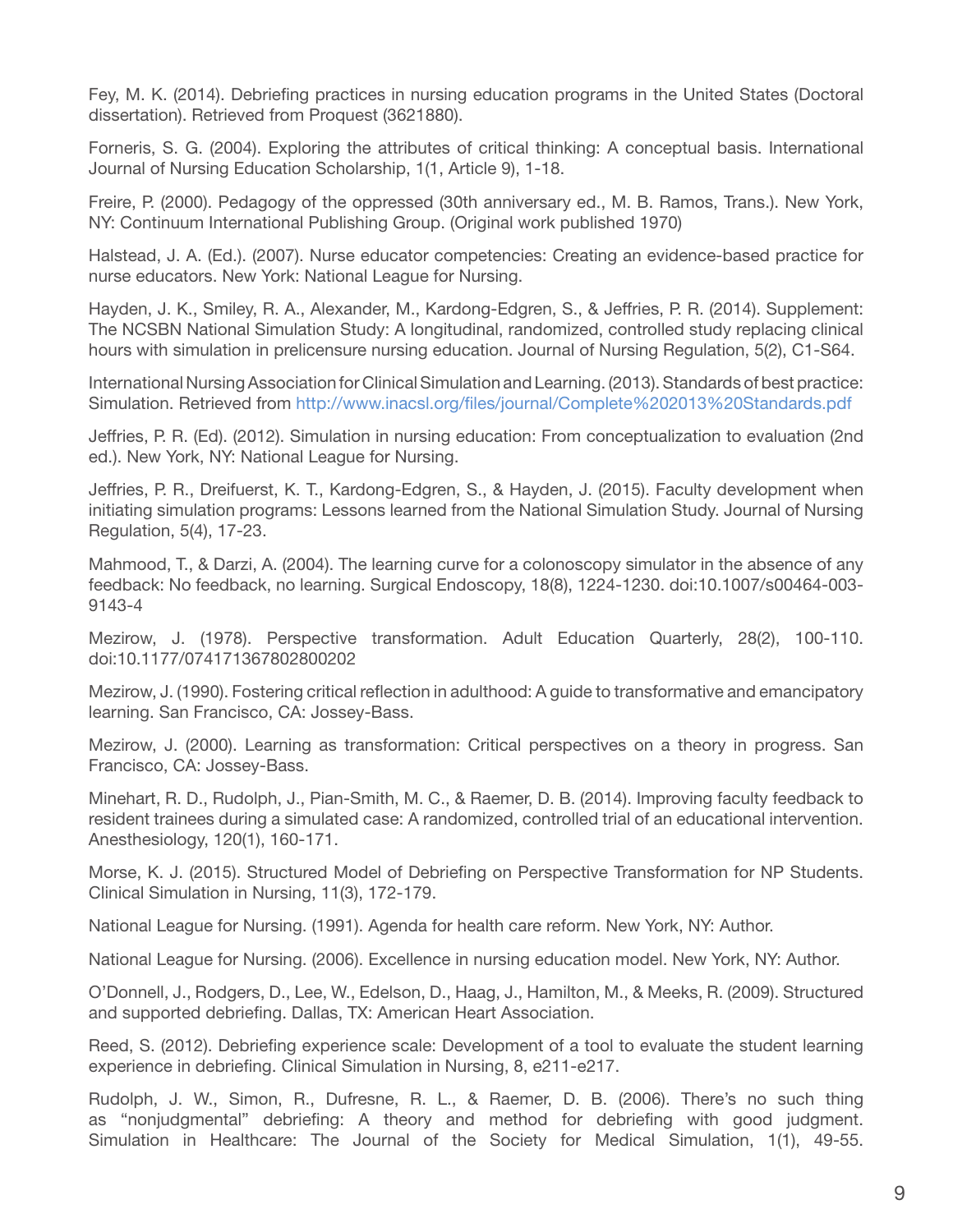Fey, M. K. (2014). Debriefing practices in nursing education programs in the United States (Doctoral dissertation). Retrieved from Proquest (3621880).

Forneris, S. G. (2004). Exploring the attributes of critical thinking: A conceptual basis. International Journal of Nursing Education Scholarship, 1(1, Article 9), 1-18.

Freire, P. (2000). Pedagogy of the oppressed (30th anniversary ed., M. B. Ramos, Trans.). New York, NY: Continuum International Publishing Group. (Original work published 1970)

Halstead, J. A. (Ed.). (2007). Nurse educator competencies: Creating an evidence-based practice for nurse educators. New York: National League for Nursing.

Hayden, J. K., Smiley, R. A., Alexander, M., Kardong-Edgren, S., & Jeffries, P. R. (2014). Supplement: The NCSBN National Simulation Study: A longitudinal, randomized, controlled study replacing clinical hours with simulation in prelicensure nursing education. Journal of Nursing Regulation, 5(2), C1-S64.

International Nursing Association for Clinical Simulation and Learning. (2013). Standards of best practice: Simulation. Retrieved from http://www.inacsl.org/files/journal/Complete%202013%20Standards.pdf

Jeffries, P. R. (Ed). (2012). Simulation in nursing education: From conceptualization to evaluation (2nd ed.). New York, NY: National League for Nursing.

Jeffries, P. R., Dreifuerst, K. T., Kardong-Edgren, S., & Hayden, J. (2015). Faculty development when initiating simulation programs: Lessons learned from the National Simulation Study. Journal of Nursing Regulation, 5(4), 17-23.

Mahmood, T., & Darzi, A. (2004). The learning curve for a colonoscopy simulator in the absence of any feedback: No feedback, no learning. Surgical Endoscopy, 18(8), 1224-1230. doi:10.1007/s00464-003-9143-4

Mezirow, J. (1978). Perspective transformation. Adult Education Quarterly, 28(2), 100-110. doi:10.1177/074171367802800202

Mezirow, J. (1990). Fostering critical reflection in adulthood: A guide to transformative and emancipatory learning. San Francisco, CA: Jossey-Bass.

Mezirow, J. (2000). Learning as transformation: Critical perspectives on a theory in progress. San Francisco, CA: Jossey-Bass.

Minehart, R. D., Rudolph, J., Pian-Smith, M. C., & Raemer, D. B. (2014). Improving faculty feedback to resident trainees during a simulated case: A randomized, controlled trial of an educational intervention. Anesthesiology, 120(1), 160-171.

Morse, K. J. (2015). Structured Model of Debriefing on Perspective Transformation for NP Students. Clinical Simulation in Nursing, 11(3), 172-179.

National League for Nursing. (1991). Agenda for health care reform. New York, NY: Author.

National League for Nursing. (2006). Excellence in nursing education model. New York, NY: Author.

O'Donnell, J., Rodgers, D., Lee, W., Edelson, D., Haag, J., Hamilton, M., & Meeks, R. (2009). Structured and supported debriefing. Dallas, TX: American Heart Association.

Reed, S. (2012). Debriefing experience scale: Development of a tool to evaluate the student learning experience in debriefing. Clinical Simulation in Nursing, 8, e211-e217.

Rudolph, J. W., Simon, R., Dufresne, R. L., & Raemer, D. B. (2006). There's no such thing as "nonjudgmental" debriefing: A theory and method for debriefing with good judgment. Simulation in Healthcare: The Journal of the Society for Medical Simulation, 1(1), 49-55.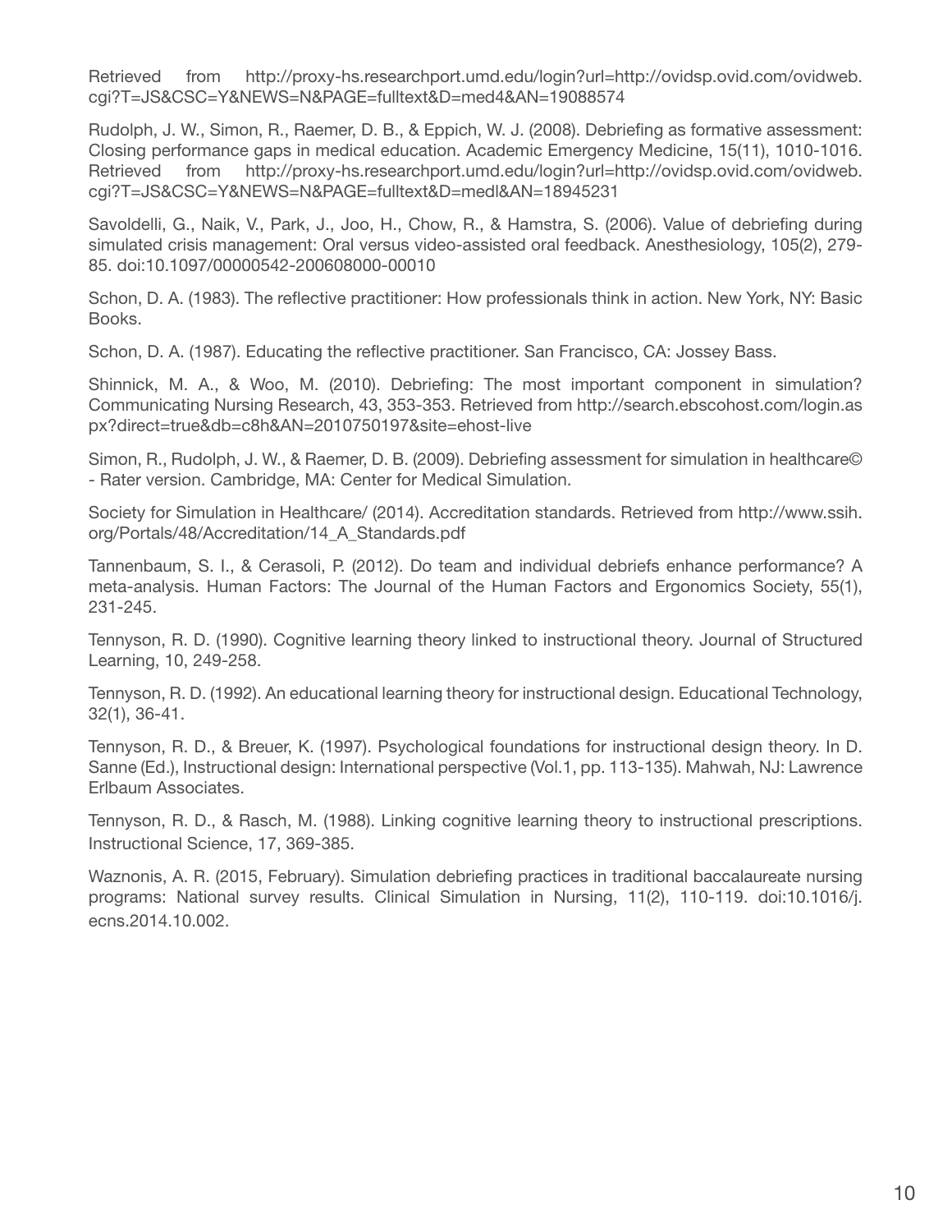Retrieved from http://proxy-hs.researchport.umd.edu/login?url=http://ovidsp.ovid.com/ovidweb.cgi?T=JS&CSC=Y&NEWS=N&PAGE=fulltext&D=med4&AN=19088574

Rudolph, J. W., Simon, R., Raemer, D. B., & Eppich, W. J. (2008). Debriefing as formative assessment: Closing performance gaps in medical education. Academic Emergency Medicine, 15(11), 1010-1016. Retrieved from http://proxy-hs.researchport.umd.edu/login?url=http://ovidsp.ovid.com/ovidweb.cgi?T=JS&CSC=Y&NEWS=N&PAGE=fulltext&D=medl&AN=18945231

Savoldelli, G., Naik, V., Park, J., Joo, H., Chow, R., & Hamstra, S. (2006). Value of debriefing during simulated crisis management: Oral versus video-assisted oral feedback. Anesthesiology, 105(2), 279-85. doi:10.1097/00000542-200608000-00010

Schon, D. A. (1983). The reflective practitioner: How professionals think in action. New York, NY: Basic Books.

Schon, D. A. (1987). Educating the reflective practitioner. San Francisco, CA: Jossey Bass.

Shinnick, M. A., & Woo, M. (2010). Debriefing: The most important component in simulation? Communicating Nursing Research, 43, 353-353. Retrieved from http://search.ebscohost.com/login.aspx?direct=true&db=c8h&AN=2010750197&site=ehost-live

Simon, R., Rudolph, J. W., & Raemer, D. B. (2009). Debriefing assessment for simulation in healthcare© - Rater version. Cambridge, MA: Center for Medical Simulation.

Society for Simulation in Healthcare/ (2014). Accreditation standards. Retrieved from http://www.ssih.org/Portals/48/Accreditation/14_A_Standards.pdf

Tannenbaum, S. I., & Cerasoli, P. (2012). Do team and individual debriefs enhance performance? A meta-analysis. Human Factors: The Journal of the Human Factors and Ergonomics Society, 55(1), 231-245.

Tennyson, R. D. (1990). Cognitive learning theory linked to instructional theory. Journal of Structured Learning, 10, 249-258.

Tennyson, R. D. (1992). An educational learning theory for instructional design. Educational Technology, 32(1), 36-41.

Tennyson, R. D., & Breuer, K. (1997). Psychological foundations for instructional design theory. In D. Sanne (Ed.), Instructional design: International perspective (Vol.1, pp. 113-135). Mahwah, NJ: Lawrence Erlbaum Associates.

Tennyson, R. D., & Rasch, M. (1988). Linking cognitive learning theory to instructional prescriptions. Instructional Science, 17, 369-385.

Waznonis, A. R. (2015, February). Simulation debriefing practices in traditional baccalaureate nursing programs: National survey results. Clinical Simulation in Nursing, 11(2), 110-119. doi:10.1016/j.ecns.2014.10.002.